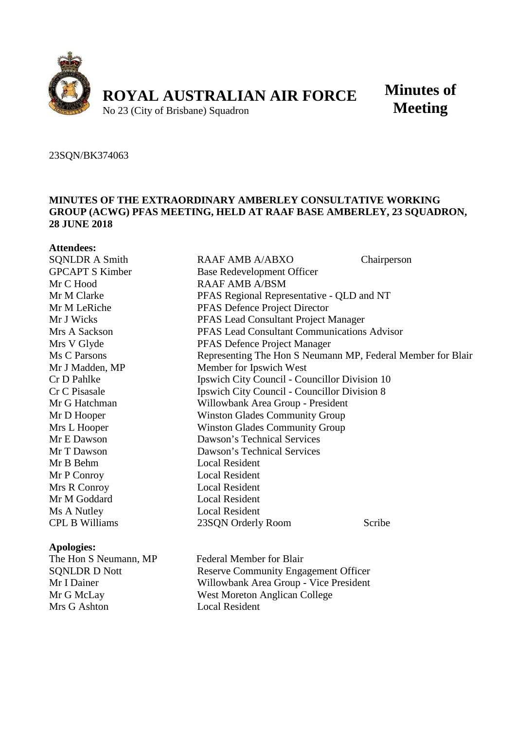# ROYAL AUSTRALIAN AIR FORCE

No 23 (City of Brisbane) Squadron

**Minutes of Meeting**

23SQN/BK374063

**MINUTES OF THE EXTRAORDINARY AMBERLEY CONSULTATIVE WORKING GROUP (ACWG) PFAS MEETING, HELD AT RAAF BASE AMBERLEY, 23 SQUADRON, 28 JUNE 2018**

**Attendees:**

| | | |
|---|---|---|
| SQNLDR A Smith | RAAF AMB A/ABXO | Chairperson |
| GPCAPT S Kimber | Base Redevelopment Officer | |
| Mr C Hood | RAAF AMB A/BSM | |
| Mr M Clarke | PFAS Regional Representative - QLD and NT | |
| Mr M LeRiche | PFAS Defence Project Director | |
| Mr J Wicks | PFAS Lead Consultant Project Manager | |
| Mrs A Sackson | PFAS Lead Consultant Communications Advisor | |
| Mrs V Glyde | PFAS Defence Project Manager | |
| Ms C Parsons | Representing The Hon S Neumann MP, Federal Member for Blair | |
| Mr J Madden, MP | Member for Ipswich West | |
| Cr D Pahlke | Ipswich City Council - Councillor Division 10 | |
| Cr C Pisasale | Ipswich City Council - Councillor Division 8 | |
| Mr G Hatchman | Willowbank Area Group - President | |
| Mr D Hooper | Winston Glades Community Group | |
| Mrs L Hooper | Winston Glades Community Group | |
| Mr E Dawson | Dawson's Technical Services | |
| Mr T Dawson | Dawson's Technical Services | |
| Mr B Behm | Local Resident | |
| Mr P Conroy | Local Resident | |
| Mrs R Conroy | Local Resident | |
| Mr M Goddard | Local Resident | |
| Ms A Nutley | Local Resident | |
| CPL B Williams | 23SQN Orderly Room | Scribe |

**Apologies:**

| | |
|---|---|
| The Hon S Neumann, MP | Federal Member for Blair |
| SQNLDR D Nott | Reserve Community Engagement Officer |
| Mr I Dainer | Willowbank Area Group - Vice President |
| Mr G McLay | West Moreton Anglican College |
| Mrs G Ashton | Local Resident |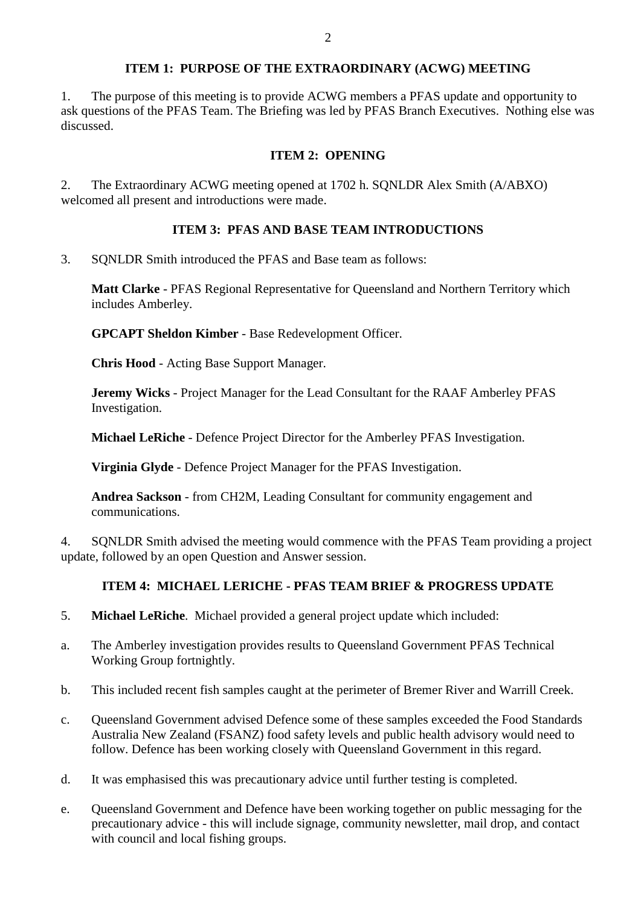### ITEM 1: PURPOSE OF THE EXTRAORDINARY (ACWG) MEETING

1. The purpose of this meeting is to provide ACWG members a PFAS update and opportunity to ask questions of the PFAS Team. The Briefing was led by PFAS Branch Executives. Nothing else was discussed.

### ITEM 2: OPENING

2. The Extraordinary ACWG meeting opened at 1702 h. SQNLDR Alex Smith (A/ABXO) welcomed all present and introductions were made.

### ITEM 3: PFAS AND BASE TEAM INTRODUCTIONS

3. SQNLDR Smith introduced the PFAS and Base team as follows:

**Matt Clarke** - PFAS Regional Representative for Queensland and Northern Territory which includes Amberley.

**GPCAPT Sheldon Kimber** - Base Redevelopment Officer.

**Chris Hood** - Acting Base Support Manager.

**Jeremy Wicks** - Project Manager for the Lead Consultant for the RAAF Amberley PFAS Investigation.

**Michael LeRiche** - Defence Project Director for the Amberley PFAS Investigation.

**Virginia Glyde** - Defence Project Manager for the PFAS Investigation.

**Andrea Sackson** - from CH2M, Leading Consultant for community engagement and communications.

4. SQNLDR Smith advised the meeting would commence with the PFAS Team providing a project update, followed by an open Question and Answer session.

### ITEM 4: MICHAEL LERICHE - PFAS TEAM BRIEF & PROGRESS UPDATE

5. **Michael LeRiche**. Michael provided a general project update which included:

a. The Amberley investigation provides results to Queensland Government PFAS Technical Working Group fortnightly.

b. This included recent fish samples caught at the perimeter of Bremer River and Warrill Creek.

c. Queensland Government advised Defence some of these samples exceeded the Food Standards Australia New Zealand (FSANZ) food safety levels and public health advisory would need to follow. Defence has been working closely with Queensland Government in this regard.

d. It was emphasised this was precautionary advice until further testing is completed.

e. Queensland Government and Defence have been working together on public messaging for the precautionary advice - this will include signage, community newsletter, mail drop, and contact with council and local fishing groups.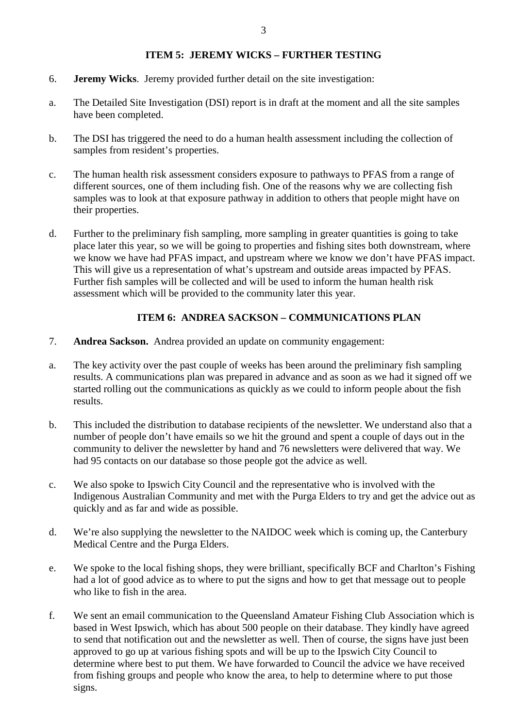### ITEM 5: JEREMY WICKS – FURTHER TESTING

6. **Jeremy Wicks**. Jeremy provided further detail on the site investigation:

a. The Detailed Site Investigation (DSI) report is in draft at the moment and all the site samples have been completed.

b. The DSI has triggered the need to do a human health assessment including the collection of samples from resident's properties.

c. The human health risk assessment considers exposure to pathways to PFAS from a range of different sources, one of them including fish. One of the reasons why we are collecting fish samples was to look at that exposure pathway in addition to others that people might have on their properties.

d. Further to the preliminary fish sampling, more sampling in greater quantities is going to take place later this year, so we will be going to properties and fishing sites both downstream, where we know we have had PFAS impact, and upstream where we know we don't have PFAS impact. This will give us a representation of what's upstream and outside areas impacted by PFAS. Further fish samples will be collected and will be used to inform the human health risk assessment which will be provided to the community later this year.

### ITEM 6: ANDREA SACKSON – COMMUNICATIONS PLAN

7. **Andrea Sackson.** Andrea provided an update on community engagement:

a. The key activity over the past couple of weeks has been around the preliminary fish sampling results. A communications plan was prepared in advance and as soon as we had it signed off we started rolling out the communications as quickly as we could to inform people about the fish results.

b. This included the distribution to database recipients of the newsletter. We understand also that a number of people don't have emails so we hit the ground and spent a couple of days out in the community to deliver the newsletter by hand and 76 newsletters were delivered that way. We had 95 contacts on our database so those people got the advice as well.

c. We also spoke to Ipswich City Council and the representative who is involved with the Indigenous Australian Community and met with the Purga Elders to try and get the advice out as quickly and as far and wide as possible.

d. We're also supplying the newsletter to the NAIDOC week which is coming up, the Canterbury Medical Centre and the Purga Elders.

e. We spoke to the local fishing shops, they were brilliant, specifically BCF and Charlton's Fishing had a lot of good advice as to where to put the signs and how to get that message out to people who like to fish in the area.

f. We sent an email communication to the Queensland Amateur Fishing Club Association which is based in West Ipswich, which has about 500 people on their database. They kindly have agreed to send that notification out and the newsletter as well. Then of course, the signs have just been approved to go up at various fishing spots and will be up to the Ipswich City Council to determine where best to put them. We have forwarded to Council the advice we have received from fishing groups and people who know the area, to help to determine where to put those signs.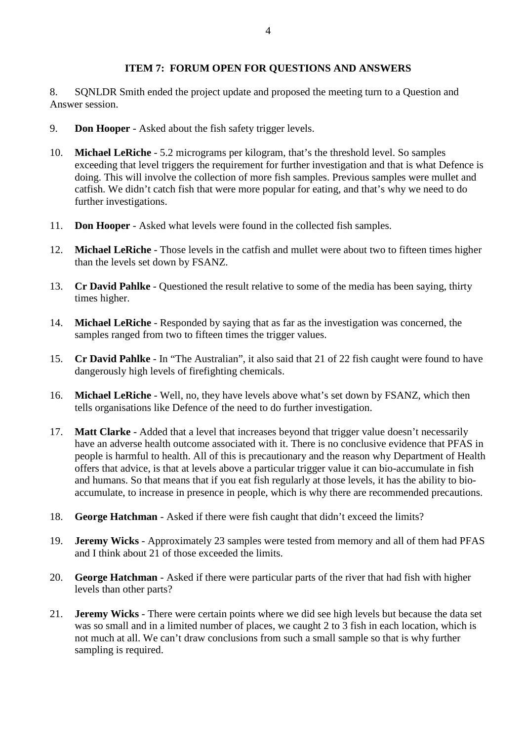### ITEM 7: FORUM OPEN FOR QUESTIONS AND ANSWERS

8. SQNLDR Smith ended the project update and proposed the meeting turn to a Question and Answer session.

9. **Don Hooper** - Asked about the fish safety trigger levels.

10. **Michael LeRiche** - 5.2 micrograms per kilogram, that's the threshold level. So samples exceeding that level triggers the requirement for further investigation and that is what Defence is doing. This will involve the collection of more fish samples. Previous samples were mullet and catfish. We didn't catch fish that were more popular for eating, and that's why we need to do further investigations.

11. **Don Hooper** - Asked what levels were found in the collected fish samples.

12. **Michael LeRiche** - Those levels in the catfish and mullet were about two to fifteen times higher than the levels set down by FSANZ.

13. **Cr David Pahlke** - Questioned the result relative to some of the media has been saying, thirty times higher.

14. **Michael LeRiche** - Responded by saying that as far as the investigation was concerned, the samples ranged from two to fifteen times the trigger values.

15. **Cr David Pahlke** - In "The Australian", it also said that 21 of 22 fish caught were found to have dangerously high levels of firefighting chemicals.

16. **Michael LeRiche** - Well, no, they have levels above what's set down by FSANZ, which then tells organisations like Defence of the need to do further investigation.

17. **Matt Clarke** - Added that a level that increases beyond that trigger value doesn't necessarily have an adverse health outcome associated with it. There is no conclusive evidence that PFAS in people is harmful to health. All of this is precautionary and the reason why Department of Health offers that advice, is that at levels above a particular trigger value it can bio-accumulate in fish and humans. So that means that if you eat fish regularly at those levels, it has the ability to bio-accumulate, to increase in presence in people, which is why there are recommended precautions.

18. **George Hatchman** - Asked if there were fish caught that didn't exceed the limits?

19. **Jeremy Wicks** - Approximately 23 samples were tested from memory and all of them had PFAS and I think about 21 of those exceeded the limits.

20. **George Hatchman** - Asked if there were particular parts of the river that had fish with higher levels than other parts?

21. **Jeremy Wicks** - There were certain points where we did see high levels but because the data set was so small and in a limited number of places, we caught 2 to 3 fish in each location, which is not much at all. We can't draw conclusions from such a small sample so that is why further sampling is required.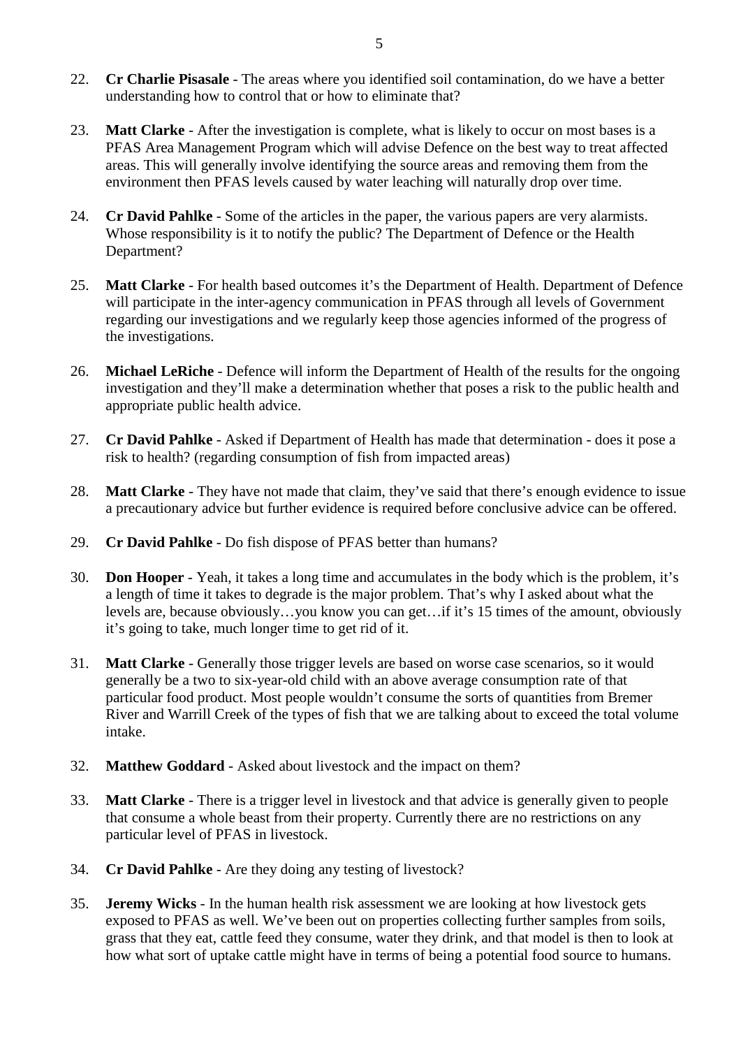22. **Cr Charlie Pisasale** - The areas where you identified soil contamination, do we have a better understanding how to control that or how to eliminate that?

23. **Matt Clarke** - After the investigation is complete, what is likely to occur on most bases is a PFAS Area Management Program which will advise Defence on the best way to treat affected areas. This will generally involve identifying the source areas and removing them from the environment then PFAS levels caused by water leaching will naturally drop over time.

24. **Cr David Pahlke** - Some of the articles in the paper, the various papers are very alarmists. Whose responsibility is it to notify the public? The Department of Defence or the Health Department?

25. **Matt Clarke** - For health based outcomes it's the Department of Health. Department of Defence will participate in the inter-agency communication in PFAS through all levels of Government regarding our investigations and we regularly keep those agencies informed of the progress of the investigations.

26. **Michael LeRiche** - Defence will inform the Department of Health of the results for the ongoing investigation and they'll make a determination whether that poses a risk to the public health and appropriate public health advice.

27. **Cr David Pahlke** - Asked if Department of Health has made that determination - does it pose a risk to health? (regarding consumption of fish from impacted areas)

28. **Matt Clarke** - They have not made that claim, they've said that there's enough evidence to issue a precautionary advice but further evidence is required before conclusive advice can be offered.

29. **Cr David Pahlke** - Do fish dispose of PFAS better than humans?

30. **Don Hooper** - Yeah, it takes a long time and accumulates in the body which is the problem, it's a length of time it takes to degrade is the major problem. That's why I asked about what the levels are, because obviously…you know you can get…if it's 15 times of the amount, obviously it's going to take, much longer time to get rid of it.

31. **Matt Clarke** - Generally those trigger levels are based on worse case scenarios, so it would generally be a two to six-year-old child with an above average consumption rate of that particular food product. Most people wouldn't consume the sorts of quantities from Bremer River and Warrill Creek of the types of fish that we are talking about to exceed the total volume intake.

32. **Matthew Goddard** - Asked about livestock and the impact on them?

33. **Matt Clarke** - There is a trigger level in livestock and that advice is generally given to people that consume a whole beast from their property. Currently there are no restrictions on any particular level of PFAS in livestock.

34. **Cr David Pahlke** - Are they doing any testing of livestock?

35. **Jeremy Wicks** - In the human health risk assessment we are looking at how livestock gets exposed to PFAS as well. We've been out on properties collecting further samples from soils, grass that they eat, cattle feed they consume, water they drink, and that model is then to look at how what sort of uptake cattle might have in terms of being a potential food source to humans.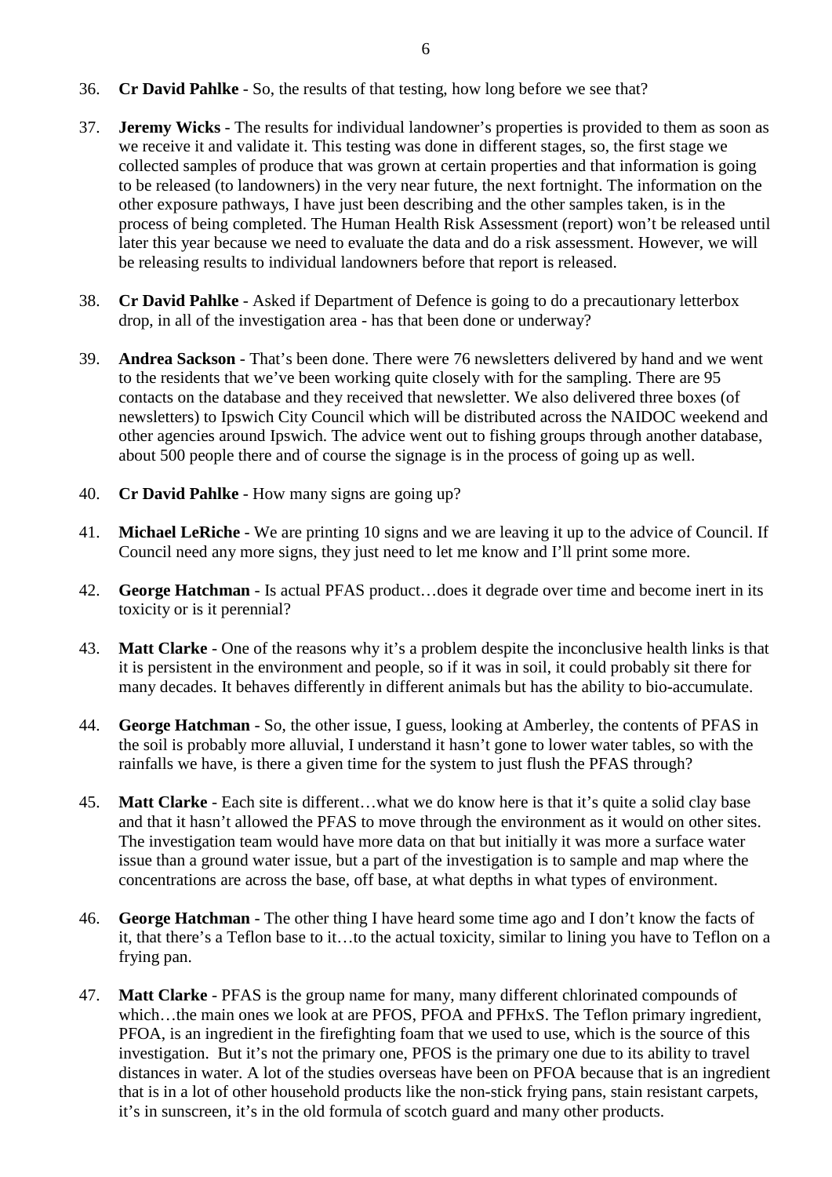36. **Cr David Pahlke** - So, the results of that testing, how long before we see that?

37. **Jeremy Wicks** - The results for individual landowner's properties is provided to them as soon as we receive it and validate it. This testing was done in different stages, so, the first stage we collected samples of produce that was grown at certain properties and that information is going to be released (to landowners) in the very near future, the next fortnight. The information on the other exposure pathways, I have just been describing and the other samples taken, is in the process of being completed. The Human Health Risk Assessment (report) won't be released until later this year because we need to evaluate the data and do a risk assessment. However, we will be releasing results to individual landowners before that report is released.

38. **Cr David Pahlke** - Asked if Department of Defence is going to do a precautionary letterbox drop, in all of the investigation area - has that been done or underway?

39. **Andrea Sackson** - That's been done. There were 76 newsletters delivered by hand and we went to the residents that we've been working quite closely with for the sampling. There are 95 contacts on the database and they received that newsletter. We also delivered three boxes (of newsletters) to Ipswich City Council which will be distributed across the NAIDOC weekend and other agencies around Ipswich. The advice went out to fishing groups through another database, about 500 people there and of course the signage is in the process of going up as well.

40. **Cr David Pahlke** - How many signs are going up?

41. **Michael LeRiche** - We are printing 10 signs and we are leaving it up to the advice of Council. If Council need any more signs, they just need to let me know and I'll print some more.

42. **George Hatchman** - Is actual PFAS product…does it degrade over time and become inert in its toxicity or is it perennial?

43. **Matt Clarke** - One of the reasons why it's a problem despite the inconclusive health links is that it is persistent in the environment and people, so if it was in soil, it could probably sit there for many decades. It behaves differently in different animals but has the ability to bio-accumulate.

44. **George Hatchman** - So, the other issue, I guess, looking at Amberley, the contents of PFAS in the soil is probably more alluvial, I understand it hasn't gone to lower water tables, so with the rainfalls we have, is there a given time for the system to just flush the PFAS through?

45. **Matt Clarke** - Each site is different…what we do know here is that it's quite a solid clay base and that it hasn't allowed the PFAS to move through the environment as it would on other sites. The investigation team would have more data on that but initially it was more a surface water issue than a ground water issue, but a part of the investigation is to sample and map where the concentrations are across the base, off base, at what depths in what types of environment.

46. **George Hatchman** - The other thing I have heard some time ago and I don't know the facts of it, that there's a Teflon base to it…to the actual toxicity, similar to lining you have to Teflon on a frying pan.

47. **Matt Clarke** - PFAS is the group name for many, many different chlorinated compounds of which…the main ones we look at are PFOS, PFOA and PFHxS. The Teflon primary ingredient, PFOA, is an ingredient in the firefighting foam that we used to use, which is the source of this investigation. But it's not the primary one, PFOS is the primary one due to its ability to travel distances in water. A lot of the studies overseas have been on PFOA because that is an ingredient that is in a lot of other household products like the non-stick frying pans, stain resistant carpets, it's in sunscreen, it's in the old formula of scotch guard and many other products.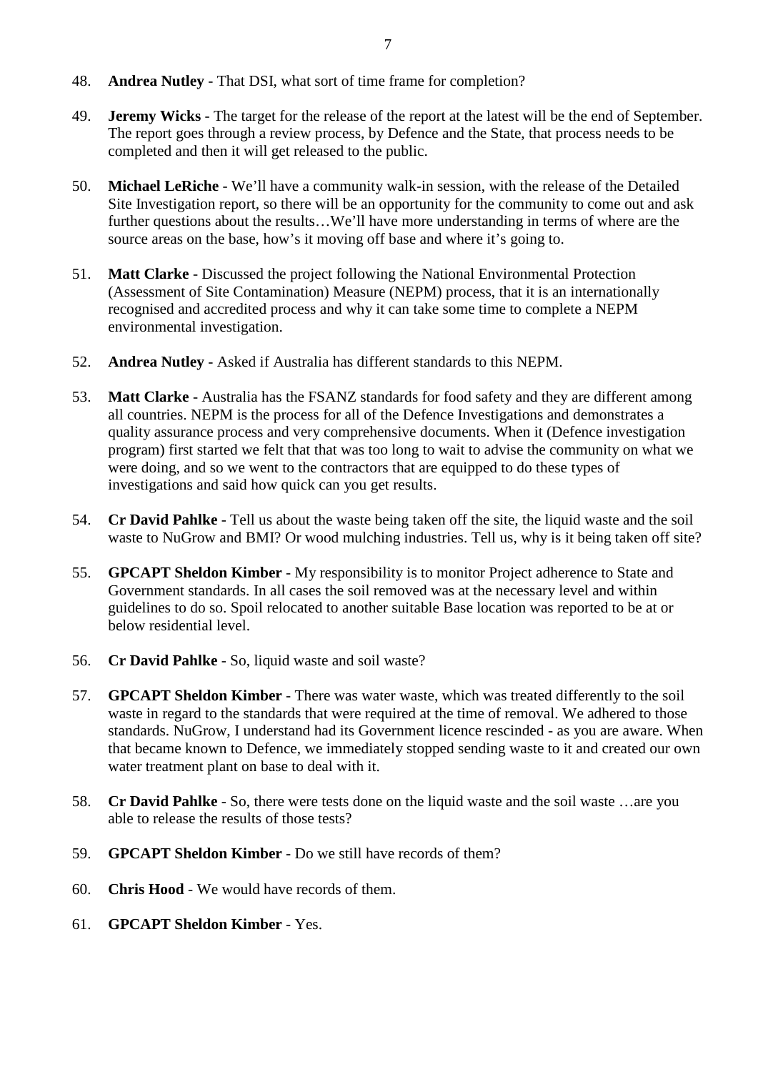48. **Andrea Nutley** - That DSI, what sort of time frame for completion?

49. **Jeremy Wicks** - The target for the release of the report at the latest will be the end of September. The report goes through a review process, by Defence and the State, that process needs to be completed and then it will get released to the public.

50. **Michael LeRiche** - We'll have a community walk-in session, with the release of the Detailed Site Investigation report, so there will be an opportunity for the community to come out and ask further questions about the results…We'll have more understanding in terms of where are the source areas on the base, how's it moving off base and where it's going to.

51. **Matt Clarke** - Discussed the project following the National Environmental Protection (Assessment of Site Contamination) Measure (NEPM) process, that it is an internationally recognised and accredited process and why it can take some time to complete a NEPM environmental investigation.

52. **Andrea Nutley** - Asked if Australia has different standards to this NEPM.

53. **Matt Clarke** - Australia has the FSANZ standards for food safety and they are different among all countries. NEPM is the process for all of the Defence Investigations and demonstrates a quality assurance process and very comprehensive documents. When it (Defence investigation program) first started we felt that that was too long to wait to advise the community on what we were doing, and so we went to the contractors that are equipped to do these types of investigations and said how quick can you get results.

54. **Cr David Pahlke** - Tell us about the waste being taken off the site, the liquid waste and the soil waste to NuGrow and BMI? Or wood mulching industries. Tell us, why is it being taken off site?

55. **GPCAPT Sheldon Kimber** - My responsibility is to monitor Project adherence to State and Government standards. In all cases the soil removed was at the necessary level and within guidelines to do so. Spoil relocated to another suitable Base location was reported to be at or below residential level.

56. **Cr David Pahlke** - So, liquid waste and soil waste?

57. **GPCAPT Sheldon Kimber** - There was water waste, which was treated differently to the soil waste in regard to the standards that were required at the time of removal. We adhered to those standards. NuGrow, I understand had its Government licence rescinded - as you are aware. When that became known to Defence, we immediately stopped sending waste to it and created our own water treatment plant on base to deal with it.

58. **Cr David Pahlke** - So, there were tests done on the liquid waste and the soil waste …are you able to release the results of those tests?

59. **GPCAPT Sheldon Kimber** - Do we still have records of them?

60. **Chris Hood** - We would have records of them.

61. **GPCAPT Sheldon Kimber** - Yes.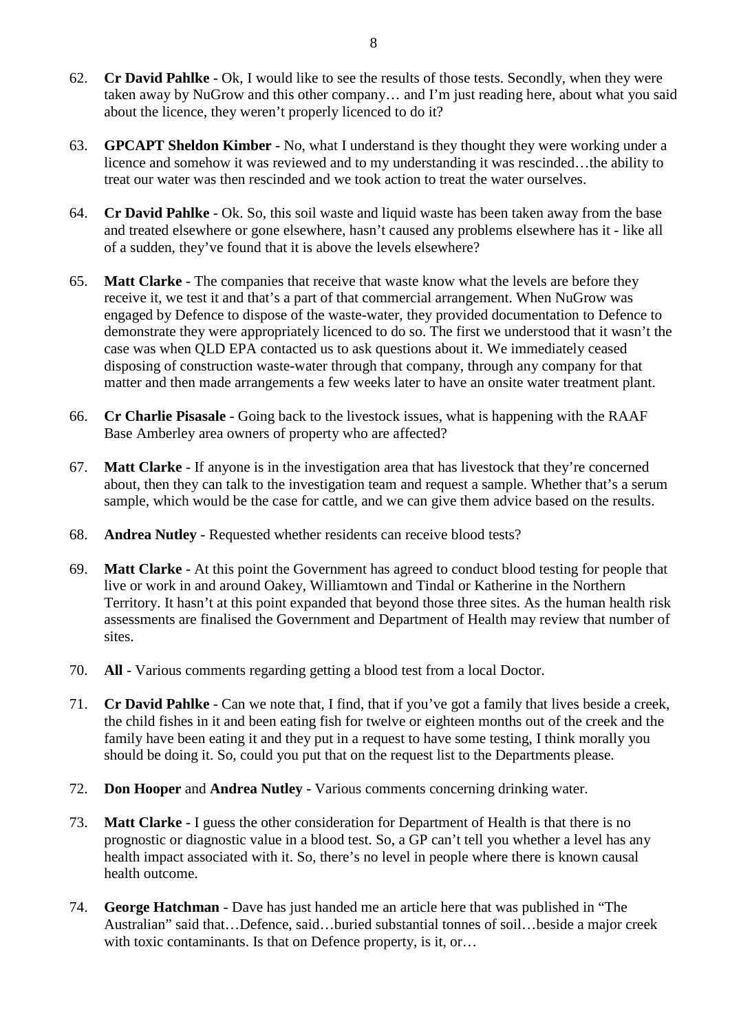62. **Cr David Pahlke** - Ok, I would like to see the results of those tests. Secondly, when they were taken away by NuGrow and this other company… and I'm just reading here, about what you said about the licence, they weren't properly licenced to do it?

63. **GPCAPT Sheldon Kimber** - No, what I understand is they thought they were working under a licence and somehow it was reviewed and to my understanding it was rescinded…the ability to treat our water was then rescinded and we took action to treat the water ourselves.

64. **Cr David Pahlke** - Ok. So, this soil waste and liquid waste has been taken away from the base and treated elsewhere or gone elsewhere, hasn't caused any problems elsewhere has it - like all of a sudden, they've found that it is above the levels elsewhere?

65. **Matt Clarke** - The companies that receive that waste know what the levels are before they receive it, we test it and that's a part of that commercial arrangement. When NuGrow was engaged by Defence to dispose of the waste-water, they provided documentation to Defence to demonstrate they were appropriately licenced to do so. The first we understood that it wasn't the case was when QLD EPA contacted us to ask questions about it. We immediately ceased disposing of construction waste-water through that company, through any company for that matter and then made arrangements a few weeks later to have an onsite water treatment plant.

66. **Cr Charlie Pisasale** - Going back to the livestock issues, what is happening with the RAAF Base Amberley area owners of property who are affected?

67. **Matt Clarke** - If anyone is in the investigation area that has livestock that they're concerned about, then they can talk to the investigation team and request a sample. Whether that's a serum sample, which would be the case for cattle, and we can give them advice based on the results.

68. **Andrea Nutley** - Requested whether residents can receive blood tests?

69. **Matt Clarke** - At this point the Government has agreed to conduct blood testing for people that live or work in and around Oakey, Williamtown and Tindal or Katherine in the Northern Territory. It hasn't at this point expanded that beyond those three sites. As the human health risk assessments are finalised the Government and Department of Health may review that number of sites.

70. **All** - Various comments regarding getting a blood test from a local Doctor.

71. **Cr David Pahlke** - Can we note that, I find, that if you've got a family that lives beside a creek, the child fishes in it and been eating fish for twelve or eighteen months out of the creek and the family have been eating it and they put in a request to have some testing, I think morally you should be doing it. So, could you put that on the request list to the Departments please.

72. **Don Hooper** and **Andrea Nutley** - Various comments concerning drinking water.

73. **Matt Clarke** - I guess the other consideration for Department of Health is that there is no prognostic or diagnostic value in a blood test. So, a GP can't tell you whether a level has any health impact associated with it. So, there's no level in people where there is known causal health outcome.

74. **George Hatchman** - Dave has just handed me an article here that was published in "The Australian" said that…Defence, said…buried substantial tonnes of soil…beside a major creek with toxic contaminants. Is that on Defence property, is it, or…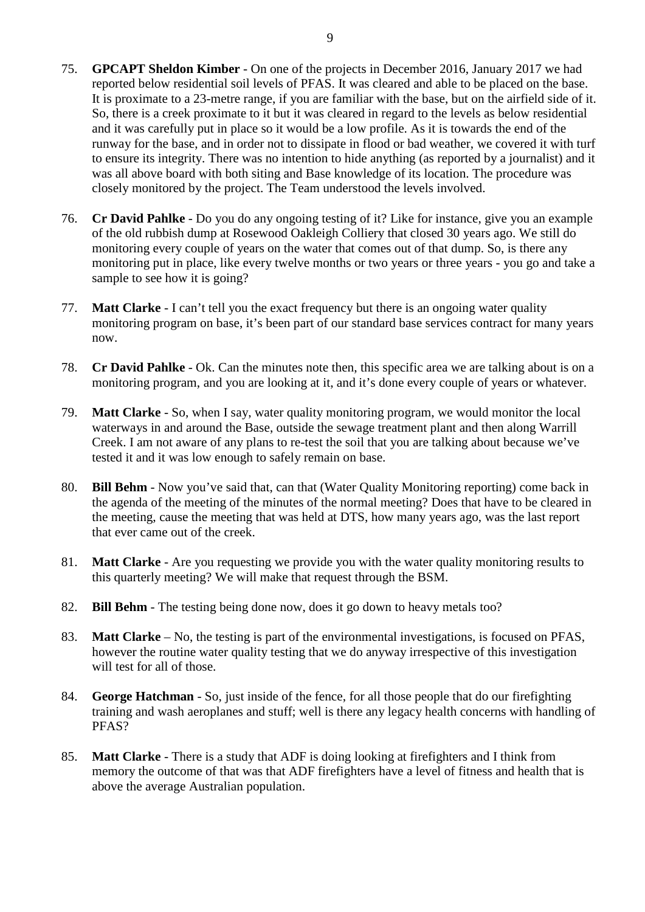75. **GPCAPT Sheldon Kimber** - On one of the projects in December 2016, January 2017 we had reported below residential soil levels of PFAS. It was cleared and able to be placed on the base. It is proximate to a 23-metre range, if you are familiar with the base, but on the airfield side of it. So, there is a creek proximate to it but it was cleared in regard to the levels as below residential and it was carefully put in place so it would be a low profile. As it is towards the end of the runway for the base, and in order not to dissipate in flood or bad weather, we covered it with turf to ensure its integrity. There was no intention to hide anything (as reported by a journalist) and it was all above board with both siting and Base knowledge of its location. The procedure was closely monitored by the project. The Team understood the levels involved.

76. **Cr David Pahlke** - Do you do any ongoing testing of it? Like for instance, give you an example of the old rubbish dump at Rosewood Oakleigh Colliery that closed 30 years ago. We still do monitoring every couple of years on the water that comes out of that dump. So, is there any monitoring put in place, like every twelve months or two years or three years - you go and take a sample to see how it is going?

77. **Matt Clarke** - I can't tell you the exact frequency but there is an ongoing water quality monitoring program on base, it's been part of our standard base services contract for many years now.

78. **Cr David Pahlke** - Ok. Can the minutes note then, this specific area we are talking about is on a monitoring program, and you are looking at it, and it's done every couple of years or whatever.

79. **Matt Clarke** - So, when I say, water quality monitoring program, we would monitor the local waterways in and around the Base, outside the sewage treatment plant and then along Warrill Creek. I am not aware of any plans to re-test the soil that you are talking about because we've tested it and it was low enough to safely remain on base.

80. **Bill Behm** - Now you've said that, can that (Water Quality Monitoring reporting) come back in the agenda of the meeting of the minutes of the normal meeting? Does that have to be cleared in the meeting, cause the meeting that was held at DTS, how many years ago, was the last report that ever came out of the creek.

81. **Matt Clarke** - Are you requesting we provide you with the water quality monitoring results to this quarterly meeting? We will make that request through the BSM.

82. **Bill Behm** - The testing being done now, does it go down to heavy metals too?

83. **Matt Clarke** – No, the testing is part of the environmental investigations, is focused on PFAS, however the routine water quality testing that we do anyway irrespective of this investigation will test for all of those.

84. **George Hatchman** - So, just inside of the fence, for all those people that do our firefighting training and wash aeroplanes and stuff; well is there any legacy health concerns with handling of PFAS?

85. **Matt Clarke** - There is a study that ADF is doing looking at firefighters and I think from memory the outcome of that was that ADF firefighters have a level of fitness and health that is above the average Australian population.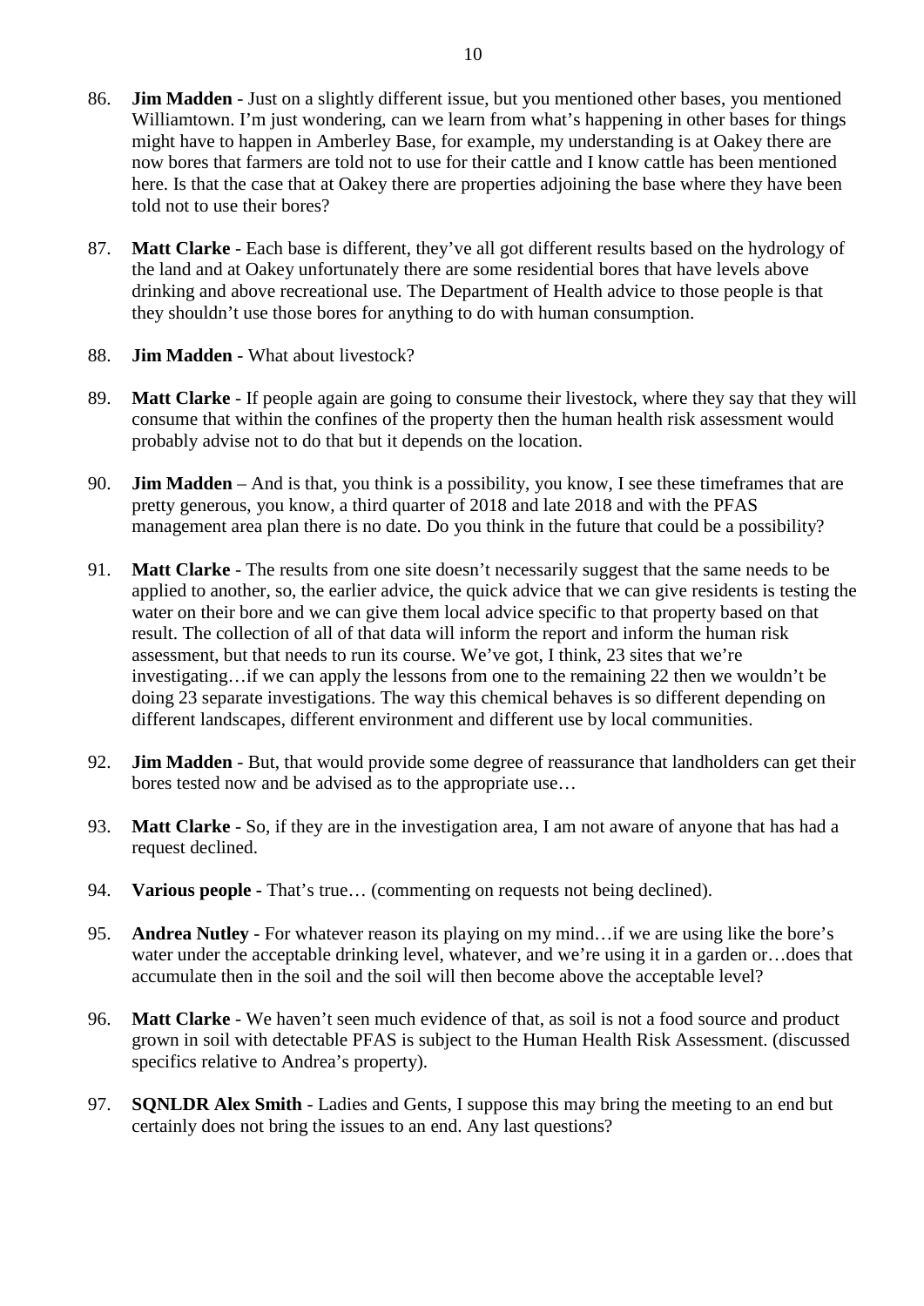86. **Jim Madden** - Just on a slightly different issue, but you mentioned other bases, you mentioned Williamtown. I'm just wondering, can we learn from what's happening in other bases for things might have to happen in Amberley Base, for example, my understanding is at Oakey there are now bores that farmers are told not to use for their cattle and I know cattle has been mentioned here. Is that the case that at Oakey there are properties adjoining the base where they have been told not to use their bores?

87. **Matt Clarke** - Each base is different, they've all got different results based on the hydrology of the land and at Oakey unfortunately there are some residential bores that have levels above drinking and above recreational use. The Department of Health advice to those people is that they shouldn't use those bores for anything to do with human consumption.

88. **Jim Madden** - What about livestock?

89. **Matt Clarke** - If people again are going to consume their livestock, where they say that they will consume that within the confines of the property then the human health risk assessment would probably advise not to do that but it depends on the location.

90. **Jim Madden** – And is that, you think is a possibility, you know, I see these timeframes that are pretty generous, you know, a third quarter of 2018 and late 2018 and with the PFAS management area plan there is no date. Do you think in the future that could be a possibility?

91. **Matt Clarke** - The results from one site doesn't necessarily suggest that the same needs to be applied to another, so, the earlier advice, the quick advice that we can give residents is testing the water on their bore and we can give them local advice specific to that property based on that result. The collection of all of that data will inform the report and inform the human risk assessment, but that needs to run its course. We've got, I think, 23 sites that we're investigating…if we can apply the lessons from one to the remaining 22 then we wouldn't be doing 23 separate investigations. The way this chemical behaves is so different depending on different landscapes, different environment and different use by local communities.

92. **Jim Madden** - But, that would provide some degree of reassurance that landholders can get their bores tested now and be advised as to the appropriate use…

93. **Matt Clarke** - So, if they are in the investigation area, I am not aware of anyone that has had a request declined.

94. **Various people** - That's true… (commenting on requests not being declined).

95. **Andrea Nutley** - For whatever reason its playing on my mind…if we are using like the bore's water under the acceptable drinking level, whatever, and we're using it in a garden or…does that accumulate then in the soil and the soil will then become above the acceptable level?

96. **Matt Clarke** - We haven't seen much evidence of that, as soil is not a food source and product grown in soil with detectable PFAS is subject to the Human Health Risk Assessment. (discussed specifics relative to Andrea's property).

97. **SQNLDR Alex Smith** - Ladies and Gents, I suppose this may bring the meeting to an end but certainly does not bring the issues to an end. Any last questions?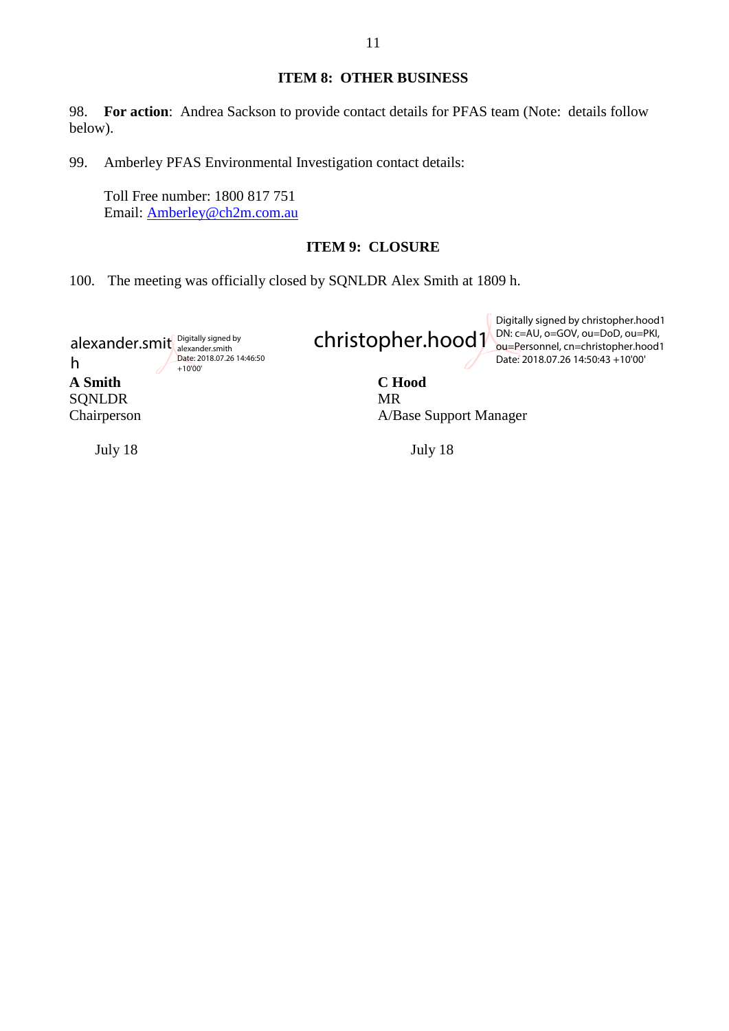## ITEM 8: OTHER BUSINESS

98. **For action**: Andrea Sackson to provide contact details for PFAS team (Note: details follow below).

99. Amberley PFAS Environmental Investigation contact details:

Toll Free number: 1800 817 751
Email: Amberley@ch2m.com.au

## ITEM 9: CLOSURE

100. The meeting was officially closed by SQNLDR Alex Smith at 1809 h.

alexander.smith Digitally signed by alexander.smith Date: 2018.07.26 14:46:50 +10'00'

**A Smith**
SQNLDR
Chairperson

July 18

christopher.hood1 Digitally signed by christopher.hood1 DN: c=AU, o=GOV, ou=DoD, ou=PKI, ou=Personnel, cn=christopher.hood1 Date: 2018.07.26 14:50:43 +10'00'

**C Hood**
MR
A/Base Support Manager

July 18